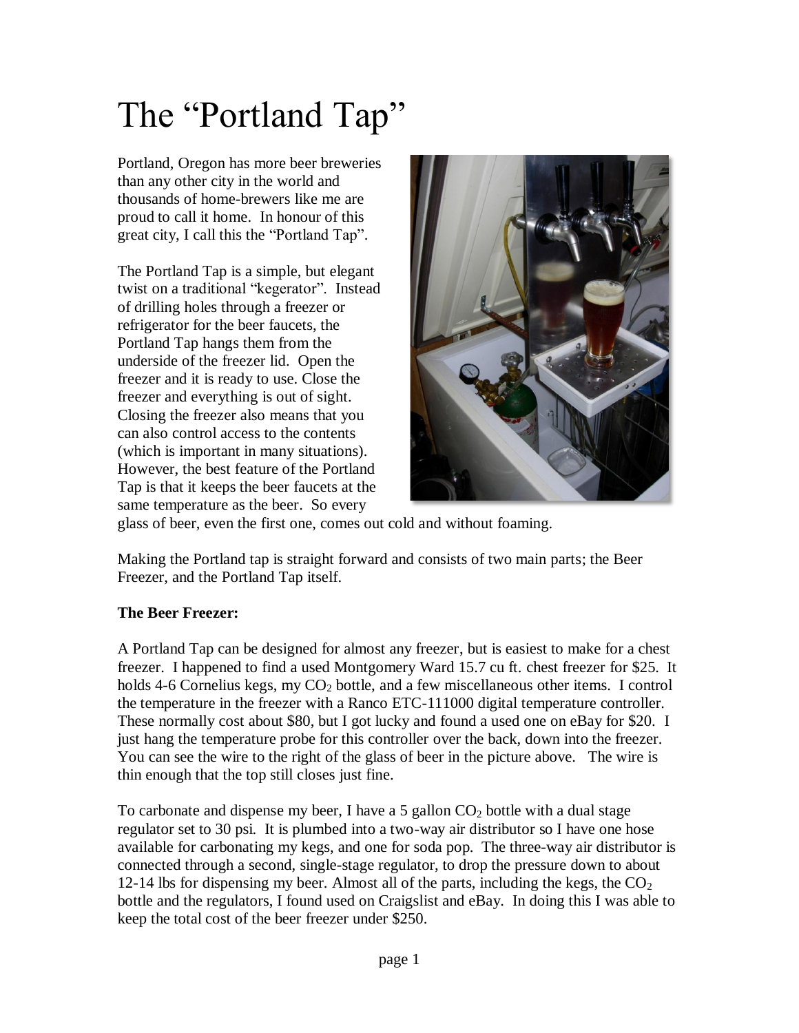# The “Portland Tap”

Portland, Oregon has more beer breweries than any other city in the world and thousands of home-brewers like me are proud to call it home. In honour of this great city, I call this the “Portland Tap”.

The Portland Tap is a simple, but elegant twist on a traditional “kegerator”. Instead of drilling holes through a freezer or refrigerator for the beer faucets, the Portland Tap hangs them from the underside of the freezer lid. Open the freezer and it is ready to use. Close the freezer and everything is out of sight. Closing the freezer also means that you can also control access to the contents (which is important in many situations). However, the best feature of the Portland Tap is that it keeps the beer faucets at the same temperature as the beer. So every glass of beer, even the first one, comes out cold and without foaming.

Making the Portland tap is straight forward and consists of two main parts; the Beer Freezer, and the Portland Tap itself.

**The Beer Freezer:**

A Portland Tap can be designed for almost any freezer, but is easiest to make for a chest freezer. I happened to find a used Montgomery Ward 15.7 cu ft. chest freezer for $25. It holds 4-6 Cornelius kegs, my $CO_2$ bottle, and a few miscellaneous other items. I control the temperature in the freezer with a Ranco ETC-111000 digital temperature controller. These normally cost about $80, but I got lucky and found a used one on eBay for $20. I just hang the temperature probe for this controller over the back, down into the freezer. You can see the wire to the right of the glass of beer in the picture above. The wire is thin enough that the top still closes just fine.

To carbonate and dispense my beer, I have a 5 gallon $CO_2$ bottle with a dual stage regulator set to 30 psi. It is plumbed into a two-way air distributor so I have one hose available for carbonating my kegs, and one for soda pop. The three-way air distributor is connected through a second, single-stage regulator, to drop the pressure down to about 12-14 lbs for dispensing my beer. Almost all of the parts, including the kegs, the $CO_2$ bottle and the regulators, I found used on Craigslist and eBay. In doing this I was able to keep the total cost of the beer freezer under $250.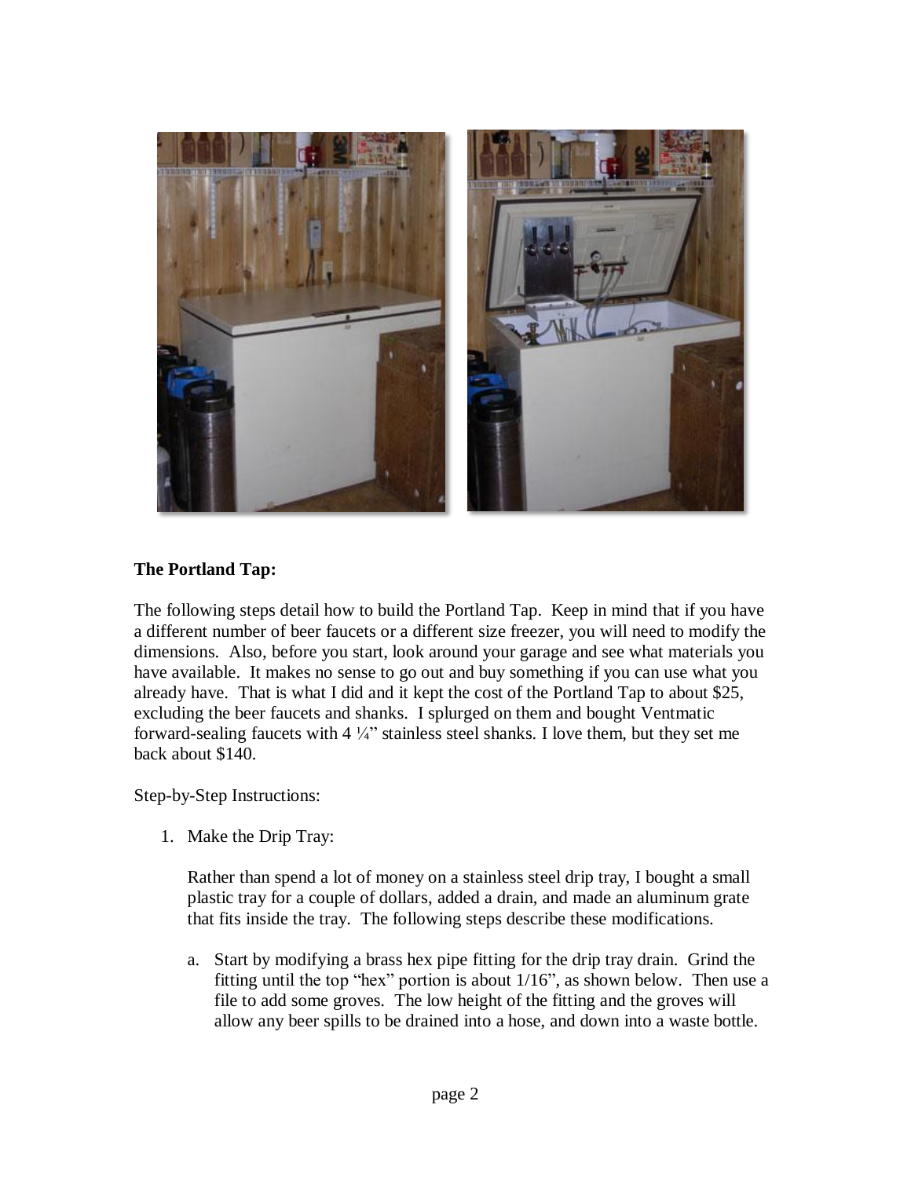**The Portland Tap:**

The following steps detail how to build the Portland Tap. Keep in mind that if you have a different number of beer faucets or a different size freezer, you will need to modify the dimensions. Also, before you start, look around your garage and see what materials you have available. It makes no sense to go out and buy something if you can use what you already have. That is what I did and it kept the cost of the Portland Tap to about $25, excluding the beer faucets and shanks. I splurged on them and bought Ventmatic forward-sealing faucets with 4 ¼" stainless steel shanks. I love them, but they set me back about $140.

Step-by-Step Instructions:

1. Make the Drip Tray:

   Rather than spend a lot of money on a stainless steel drip tray, I bought a small plastic tray for a couple of dollars, added a drain, and made an aluminum grate that fits inside the tray. The following steps describe these modifications.

   a. Start by modifying a brass hex pipe fitting for the drip tray drain. Grind the fitting until the top "hex" portion is about 1/16", as shown below. Then use a file to add some groves. The low height of the fitting and the groves will allow any beer spills to be drained into a hose, and down into a waste bottle.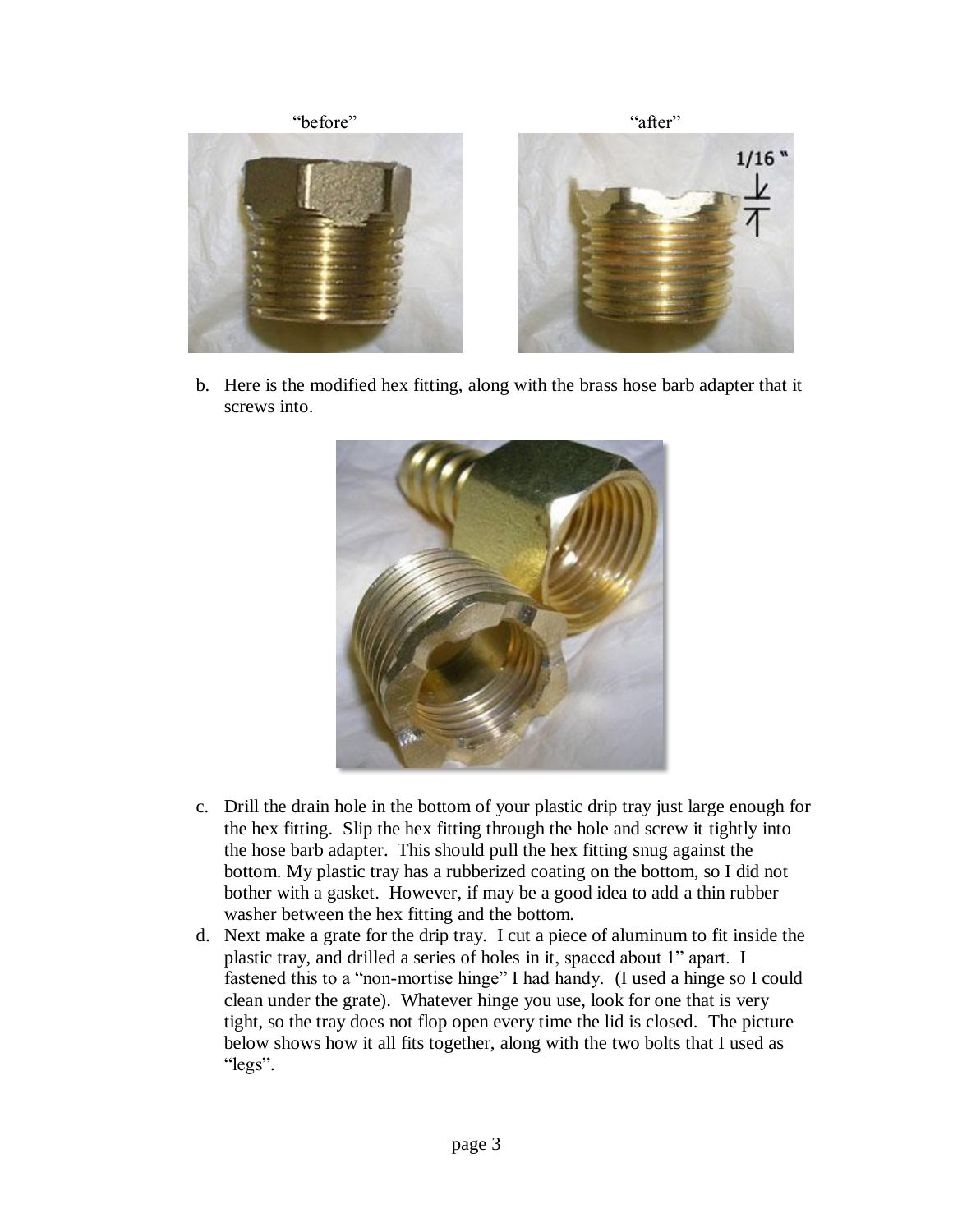"before" "after"

b. Here is the modified hex fitting, along with the brass hose barb adapter that it screws into.

c. Drill the drain hole in the bottom of your plastic drip tray just large enough for the hex fitting. Slip the hex fitting through the hole and screw it tightly into the hose barb adapter. This should pull the hex fitting snug against the bottom. My plastic tray has a rubberized coating on the bottom, so I did not bother with a gasket. However, if may be a good idea to add a thin rubber washer between the hex fitting and the bottom.

d. Next make a grate for the drip tray. I cut a piece of aluminum to fit inside the plastic tray, and drilled a series of holes in it, spaced about 1" apart. I fastened this to a "non-mortise hinge" I had handy. (I used a hinge so I could clean under the grate). Whatever hinge you use, look for one that is very tight, so the tray does not flop open every time the lid is closed. The picture below shows how it all fits together, along with the two bolts that I used as "legs".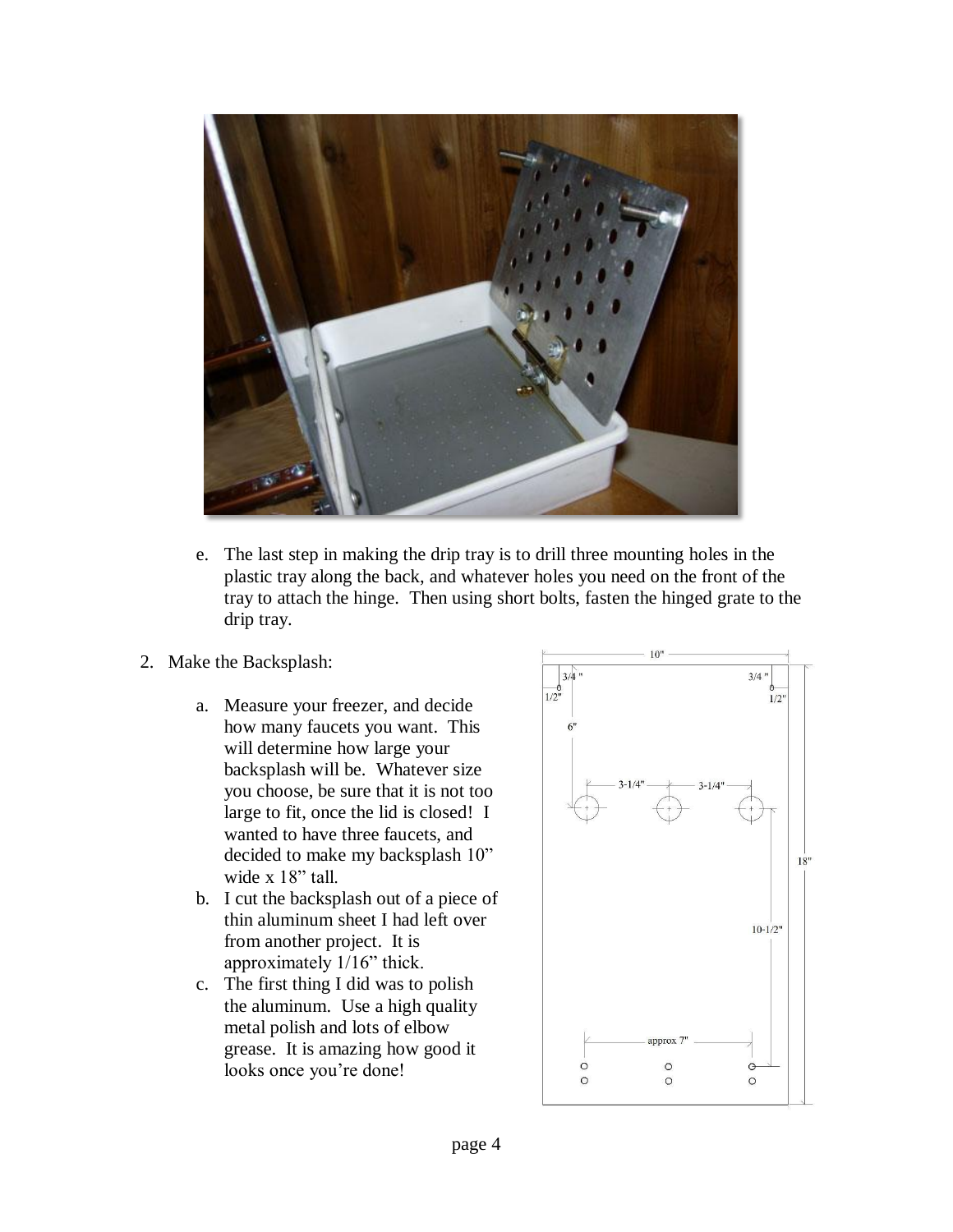e. The last step in making the drip tray is to drill three mounting holes in the plastic tray along the back, and whatever holes you need on the front of the tray to attach the hinge. Then using short bolts, fasten the hinged grate to the drip tray.

2. Make the Backsplash:

   a. Measure your freezer, and decide how many faucets you want. This will determine how large your backsplash will be. Whatever size you choose, be sure that it is not too large to fit, once the lid is closed! I wanted to have three faucets, and decided to make my backsplash 10" wide x 18" tall.
   b. I cut the backsplash out of a piece of thin aluminum sheet I had left over from another project. It is approximately 1/16" thick.
   c. The first thing I did was to polish the aluminum. Use a high quality metal polish and lots of elbow grease. It is amazing how good it looks once you're done!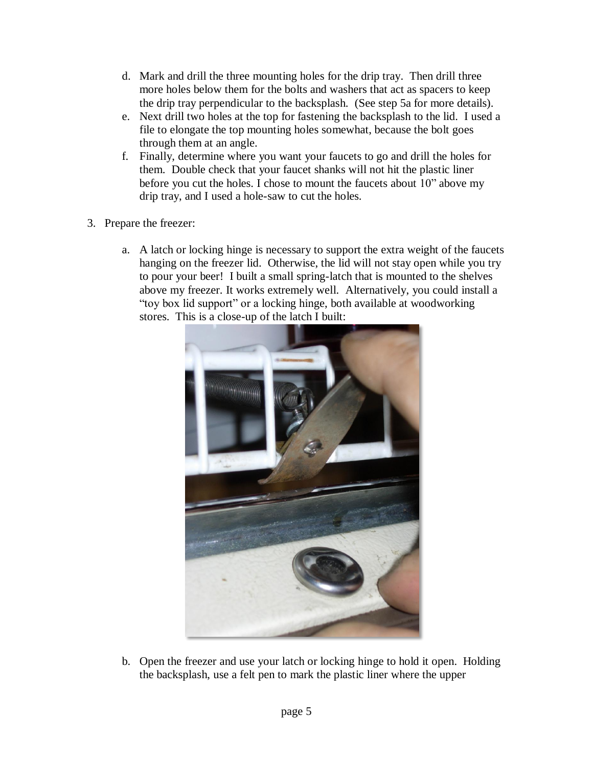d. Mark and drill the three mounting holes for the drip tray. Then drill three more holes below them for the bolts and washers that act as spacers to keep the drip tray perpendicular to the backsplash. (See step 5a for more details).
e. Next drill two holes at the top for fastening the backsplash to the lid. I used a file to elongate the top mounting holes somewhat, because the bolt goes through them at an angle.
f. Finally, determine where you want your faucets to go and drill the holes for them. Double check that your faucet shanks will not hit the plastic liner before you cut the holes. I chose to mount the faucets about 10" above my drip tray, and I used a hole-saw to cut the holes.

3. Prepare the freezer:

   a. A latch or locking hinge is necessary to support the extra weight of the faucets hanging on the freezer lid. Otherwise, the lid will not stay open while you try to pour your beer! I built a small spring-latch that is mounted to the shelves above my freezer. It works extremely well. Alternatively, you could install a "toy box lid support" or a locking hinge, both available at woodworking stores. This is a close-up of the latch I built:

   b. Open the freezer and use your latch or locking hinge to hold it open. Holding the backsplash, use a felt pen to mark the plastic liner where the upper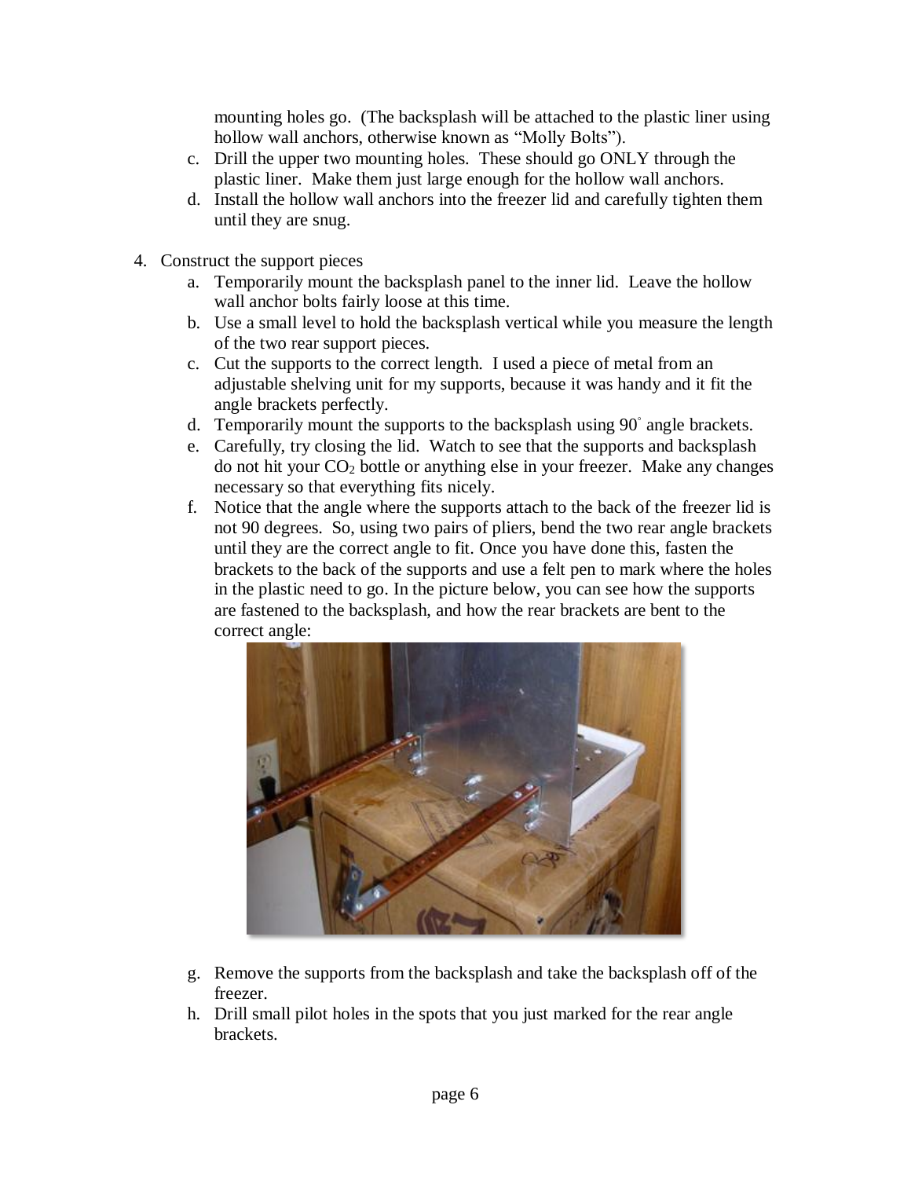mounting holes go. (The backsplash will be attached to the plastic liner using hollow wall anchors, otherwise known as "Molly Bolts").

c. Drill the upper two mounting holes. These should go ONLY through the plastic liner. Make them just large enough for the hollow wall anchors.
d. Install the hollow wall anchors into the freezer lid and carefully tighten them until they are snug.

4. Construct the support pieces
   a. Temporarily mount the backsplash panel to the inner lid. Leave the hollow wall anchor bolts fairly loose at this time.
   b. Use a small level to hold the backsplash vertical while you measure the length of the two rear support pieces.
   c. Cut the supports to the correct length. I used a piece of metal from an adjustable shelving unit for my supports, because it was handy and it fit the angle brackets perfectly.
   d. Temporarily mount the supports to the backsplash using 90° angle brackets.
   e. Carefully, try closing the lid. Watch to see that the supports and backsplash do not hit your $CO_2$ bottle or anything else in your freezer. Make any changes necessary so that everything fits nicely.
   f. Notice that the angle where the supports attach to the back of the freezer lid is not 90 degrees. So, using two pairs of pliers, bend the two rear angle brackets until they are the correct angle to fit. Once you have done this, fasten the brackets to the back of the supports and use a felt pen to mark where the holes in the plastic need to go. In the picture below, you can see how the supports are fastened to the backsplash, and how the rear brackets are bent to the correct angle:
   g. Remove the supports from the backsplash and take the backsplash off of the freezer.
   h. Drill small pilot holes in the spots that you just marked for the rear angle brackets.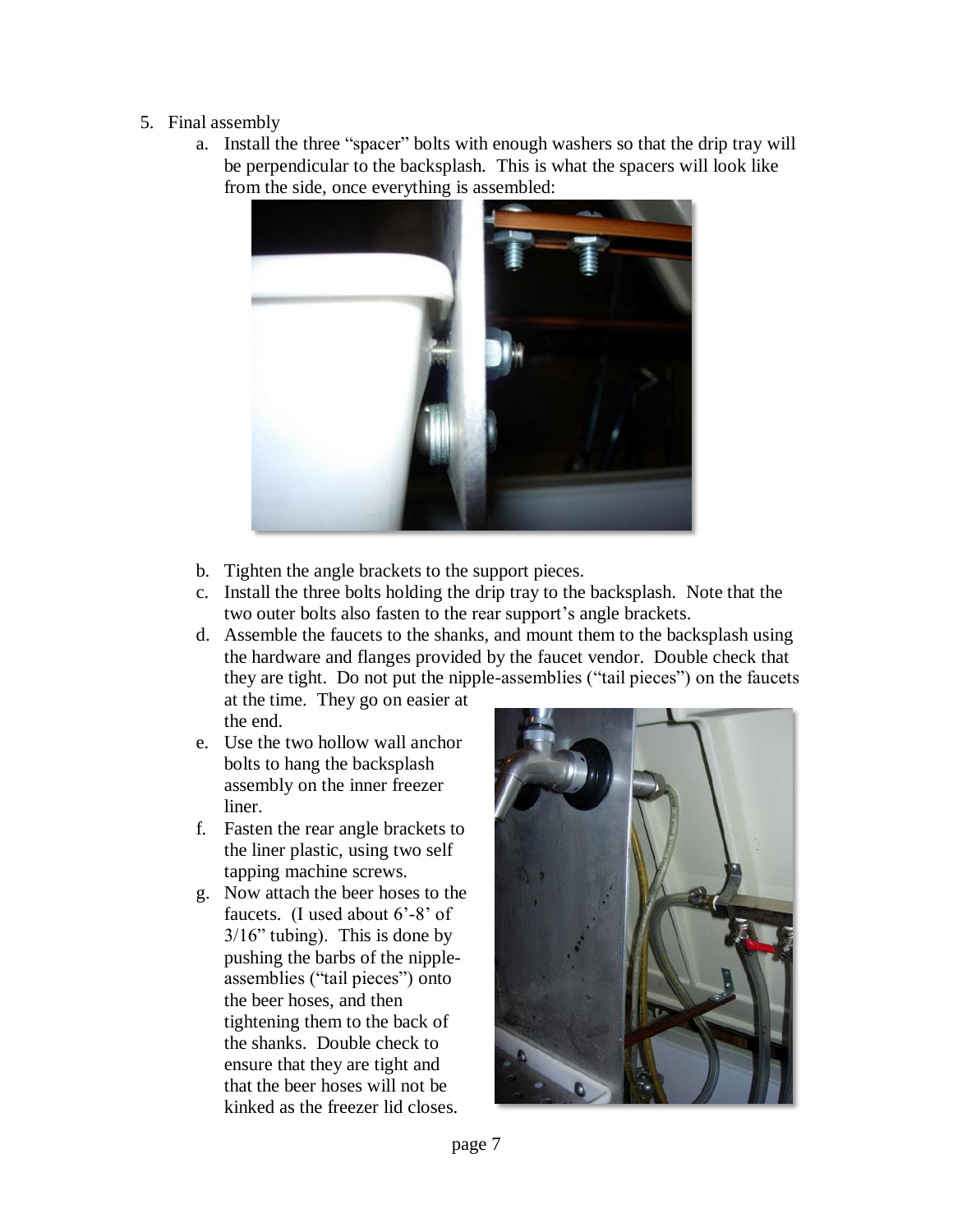5. Final assembly
   a. Install the three "spacer" bolts with enough washers so that the drip tray will be perpendicular to the backsplash. This is what the spacers will look like from the side, once everything is assembled:

   b. Tighten the angle brackets to the support pieces.
   c. Install the three bolts holding the drip tray to the backsplash. Note that the two outer bolts also fasten to the rear support's angle brackets.
   d. Assemble the faucets to the shanks, and mount them to the backsplash using the hardware and flanges provided by the faucet vendor. Double check that they are tight. Do not put the nipple-assemblies ("tail pieces") on the faucets at the time. They go on easier at the end.
   e. Use the two hollow wall anchor bolts to hang the backsplash assembly on the inner freezer liner.
   f. Fasten the rear angle brackets to the liner plastic, using two self tapping machine screws.
   g. Now attach the beer hoses to the faucets. (I used about 6'-8' of 3/16" tubing). This is done by pushing the barbs of the nipple-assemblies ("tail pieces") onto the beer hoses, and then tightening them to the back of the shanks. Double check to ensure that they are tight and that the beer hoses will not be kinked as the freezer lid closes.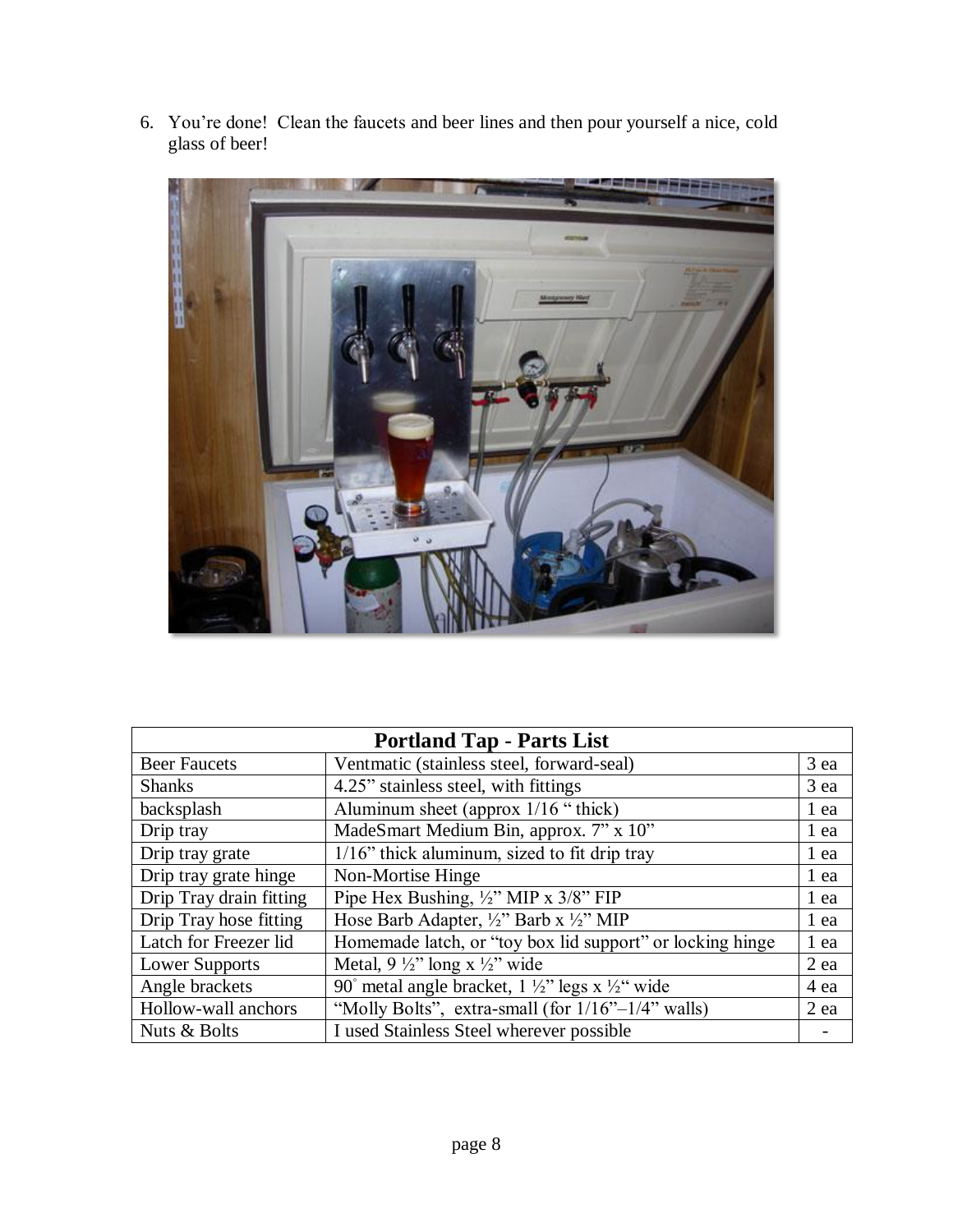6. You're done! Clean the faucets and beer lines and then pour yourself a nice, cold glass of beer!

| Portland Tap - Parts List | | |
|---|---|---|
| Beer Faucets | Ventmatic (stainless steel, forward-seal) | 3 ea |
| Shanks | 4.25" stainless steel, with fittings | 3 ea |
| backsplash | Aluminum sheet (approx 1/16 " thick) | 1 ea |
| Drip tray | MadeSmart Medium Bin, approx. 7" x 10" | 1 ea |
| Drip tray grate | 1/16" thick aluminum, sized to fit drip tray | 1 ea |
| Drip tray grate hinge | Non-Mortise Hinge | 1 ea |
| Drip Tray drain fitting | Pipe Hex Bushing, ½" MIP x 3/8" FIP | 1 ea |
| Drip Tray hose fitting | Hose Barb Adapter, ½" Barb x ½" MIP | 1 ea |
| Latch for Freezer lid | Homemade latch, or "toy box lid support" or locking hinge | 1 ea |
| Lower Supports | Metal, 9 ½" long x ½" wide | 2 ea |
| Angle brackets | 90° metal angle bracket, 1 ½" legs x ½" wide | 4 ea |
| Hollow-wall anchors | "Molly Bolts", extra-small (for 1/16"–1/4" walls) | 2 ea |
| Nuts & Bolts | I used Stainless Steel wherever possible | - |